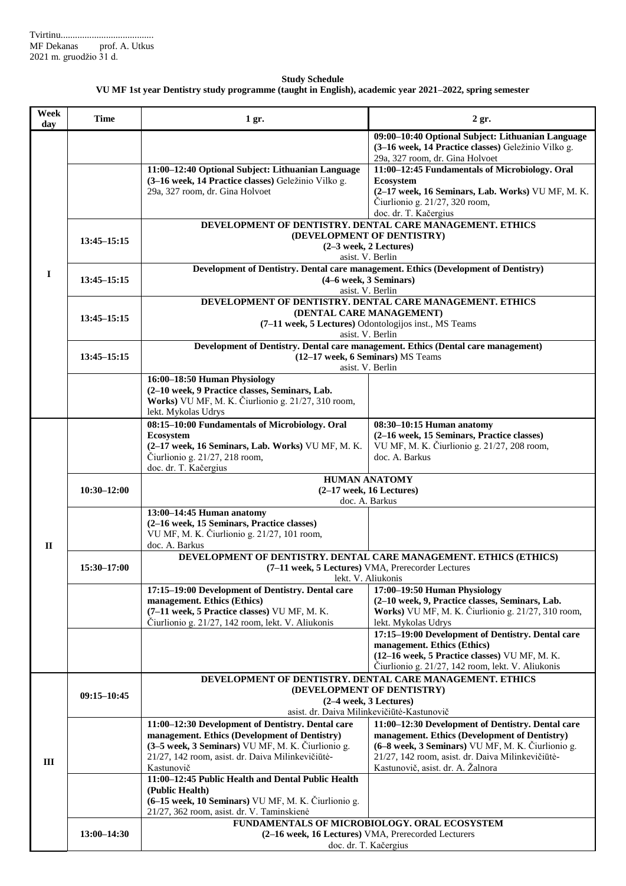Tvirtinu.......................................
MF Dekanas prof. A. Utkus
2021 m. gruodžio 31 d.

**Study Schedule**
**VU MF 1st year Dentistry study programme (taught in English), academic year 2021–2022, spring semester**

| Week day | Time | 1 gr. | 2 gr. |
|---|---|---|---|
| I | | | **09:00–10:40 Optional Subject: Lithuanian Language (3–16 week, 14 Practice classes)** Geležinio Vilko g. 29a, 327 room, dr. Gina Holvoet |
| | | **11:00–12:40 Optional Subject: Lithuanian Language (3–16 week, 14 Practice classes)** Geležinio Vilko g. 29a, 327 room, dr. Gina Holvoet | **11:00–12:45 Fundamentals of Microbiology. Oral Ecosystem (2–17 week, 16 Seminars, Lab. Works)** VU MF, M. K. Čiurlionio g. 21/27, 320 room, doc. dr. T. Kačergius |
| | 13:45–15:15 | **DEVELOPMENT OF DENTISTRY. DENTAL CARE MANAGEMENT. ETHICS (DEVELOPMENT OF DENTISTRY) (2–3 week, 2 Lectures)** asist. V. Berlin | |
| | 13:45–15:15 | **Development of Dentistry. Dental care management. Ethics (Development of Dentistry) (4–6 week, 3 Seminars)** asist. V. Berlin | |
| | 13:45–15:15 | **DEVELOPMENT OF DENTISTRY. DENTAL CARE MANAGEMENT. ETHICS (DENTAL CARE MANAGEMENT) (7–11 week, 5 Lectures)** Odontologijos inst., MS Teams asist. V. Berlin | |
| | 13:45–15:15 | **Development of Dentistry. Dental care management. Ethics (Dental care management) (12–17 week, 6 Seminars)** MS Teams asist. V. Berlin | |
| | | **16:00–18:50 Human Physiology (2–10 week, 9 Practice classes, Seminars, Lab. Works)** VU MF, M. K. Čiurlionio g. 21/27, 310 room, lekt. Mykolas Udrys | |
| II | | **08:15–10:00 Fundamentals of Microbiology. Oral Ecosystem (2–17 week, 16 Seminars, Lab. Works)** VU MF, M. K. Čiurlionio g. 21/27, 218 room, doc. dr. T. Kačergius | **08:30–10:15 Human anatomy (2–16 week, 15 Seminars, Practice classes)** VU MF, M. K. Čiurlionio g. 21/27, 208 room, doc. A. Barkus |
| | 10:30–12:00 | **HUMAN ANATOMY (2–17 week, 16 Lectures)** doc. A. Barkus | |
| | | **13:00–14:45 Human anatomy (2–16 week, 15 Seminars, Practice classes)** VU MF, M. K. Čiurlionio g. 21/27, 101 room, doc. A. Barkus | |
| | 15:30–17:00 | **DEVELOPMENT OF DENTISTRY. DENTAL CARE MANAGEMENT. ETHICS (ETHICS) (7–11 week, 5 Lectures)** VMA, Prerecorder Lectures lekt. V. Aliukonis | |
| | | **17:15–19:00 Development of Dentistry. Dental care management. Ethics (Ethics) (7–11 week, 5 Practice classes)** VU MF, M. K. Čiurlionio g. 21/27, 142 room, lekt. V. Aliukonis | **17:00–19:50 Human Physiology (2–10 week, 9, Practice classes, Seminars, Lab. Works)** VU MF, M. K. Čiurlionio g. 21/27, 310 room, lekt. Mykolas Udrys |
| | | | **17:15–19:00 Development of Dentistry. Dental care management. Ethics (Ethics) (12–16 week, 5 Practice classes)** VU MF, M. K. Čiurlionio g. 21/27, 142 room, lekt. V. Aliukonis |
| III | 09:15–10:45 | **DEVELOPMENT OF DENTISTRY. DENTAL CARE MANAGEMENT. ETHICS (DEVELOPMENT OF DENTISTRY) (2–4 week, 3 Lectures)** asist. dr. Daiva Milinkevičiūtė-Kastunovič | |
| | | **11:00–12:30 Development of Dentistry. Dental care management. Ethics (Development of Dentistry) (3–5 week, 3 Seminars)** VU MF, M. K. Čiurlionio g. 21/27, 142 room, asist. dr. Daiva Milinkevičiūtė-Kastunovič | **11:00–12:30 Development of Dentistry. Dental care management. Ethics (Development of Dentistry) (6–8 week, 3 Seminars)** VU MF, M. K. Čiurlionio g. 21/27, 142 room, asist. dr. Daiva Milinkevičiūtė-Kastunovič, asist. dr. A. Žalnora |
| | | **11:00–12:45 Public Health and Dental Public Health (Public Health) (6–15 week, 10 Seminars)** VU MF, M. K. Čiurlionio g. 21/27, 362 room, asist. dr. V. Taminskienė | |
| | 13:00–14:30 | **FUNDAMENTALS OF MICROBIOLOGY. ORAL ECOSYSTEM (2–16 week, 16 Lectures)** VMA, Prerecorded Lecturers doc. dr. T. Kačergius | |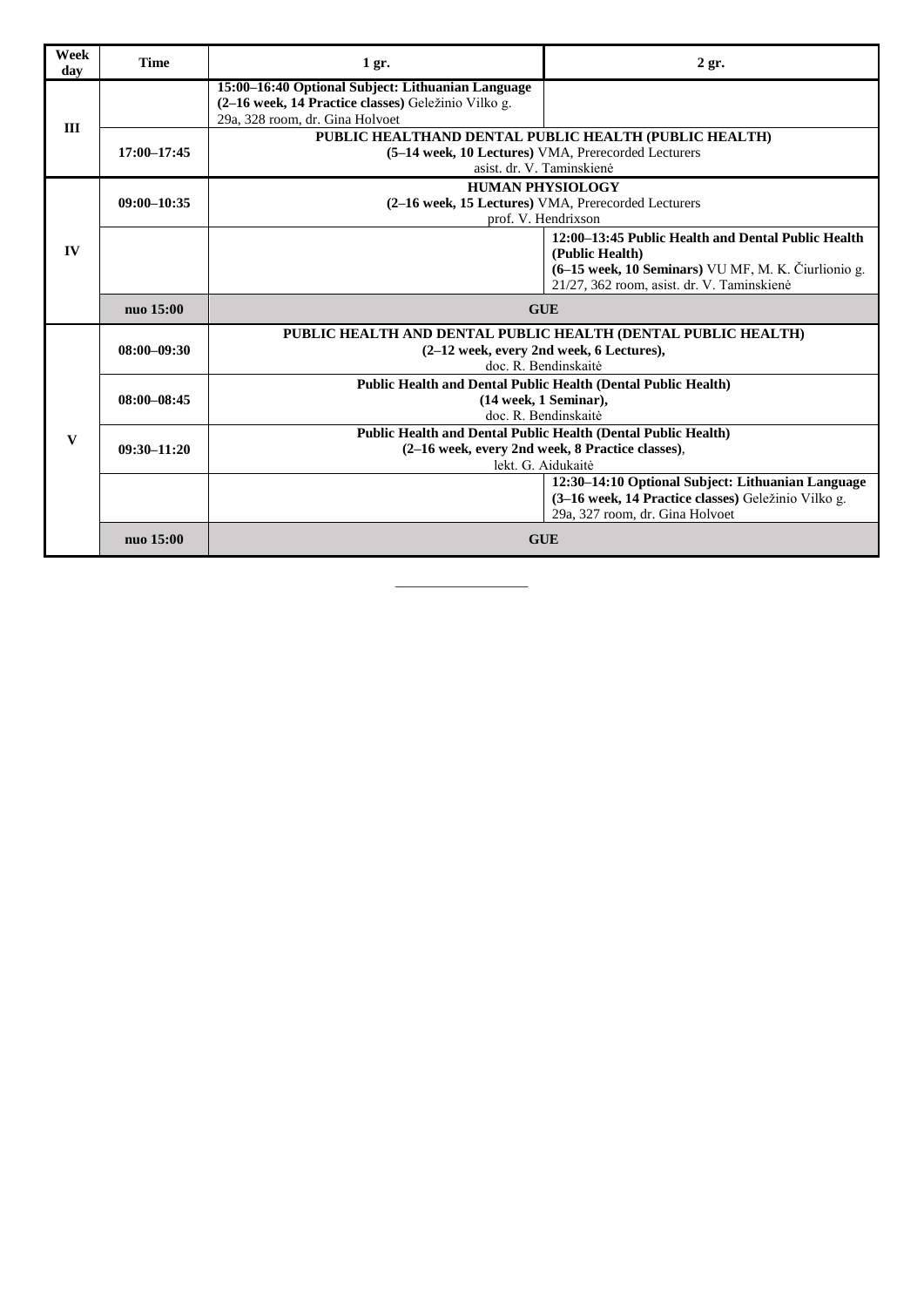| Week day | Time | 1 gr. | 2 gr. |
|---|---|---|---|
| III | | **15:00–16:40 Optional Subject: Lithuanian Language (2–16 week, 14 Practice classes)** Geležinio Vilko g. 29a, 328 room, dr. Gina Holvoet | |
| | 17:00–17:45 | **PUBLIC HEALTHAND DENTAL PUBLIC HEALTH (PUBLIC HEALTH) (5–14 week, 10 Lectures)** VMA, Prerecorded Lecturers asist. dr. V. Taminskienė | |
| IV | 09:00–10:35 | **HUMAN PHYSIOLOGY (2–16 week, 15 Lectures)** VMA, Prerecorded Lecturers prof. V. Hendrixson | |
| | | | **12:00–13:45 Public Health and Dental Public Health (Public Health) (6–15 week, 10 Seminars)** VU MF, M. K. Čiurlionio g. 21/27, 362 room, asist. dr. V. Taminskienė |
| | **nuo 15:00** | **GUE** | |
| V | 08:00–09:30 | **PUBLIC HEALTH AND DENTAL PUBLIC HEALTH (DENTAL PUBLIC HEALTH) (2–12 week, every 2nd week, 6 Lectures),** doc. R. Bendinskaitė | |
| | 08:00–08:45 | **Public Health and Dental Public Health (Dental Public Health) (14 week, 1 Seminar),** doc. R. Bendinskaitė | |
| | 09:30–11:20 | **Public Health and Dental Public Health (Dental Public Health) (2–16 week, every 2nd week, 8 Practice classes)**, lekt. G. Aidukaitė | |
| | | | **12:30–14:10 Optional Subject: Lithuanian Language (3–16 week, 14 Practice classes)** Geležinio Vilko g. 29a, 327 room, dr. Gina Holvoet |
| | **nuo 15:00** | **GUE** | |